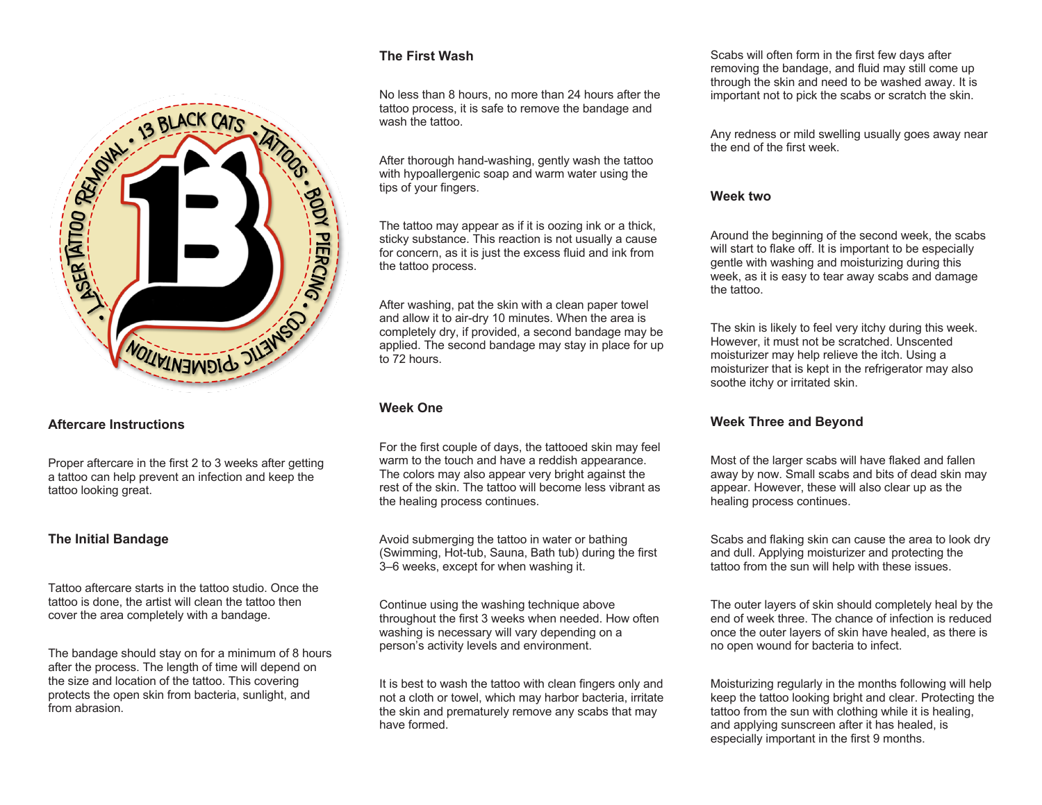## Aftercare Instructions

Proper aftercare in the first 2 to 3 weeks after getting a tattoo can help prevent an infection and keep the tattoo looking great.

### The Initial Bandage

Tattoo aftercare starts in the tattoo studio. Once the tattoo is done, the artist will clean the tattoo then cover the area completely with a bandage.

The bandage should stay on for a minimum of 8 hours after the process. The length of time will depend on the size and location of the tattoo. This covering protects the open skin from bacteria, sunlight, and from abrasion.

### The First Wash

No less than 8 hours, no more than 24 hours after the tattoo process, it is safe to remove the bandage and wash the tattoo.

After thorough hand-washing, gently wash the tattoo with hypoallergenic soap and warm water using the tips of your fingers.

The tattoo may appear as if it is oozing ink or a thick, sticky substance. This reaction is not usually a cause for concern, as it is just the excess fluid and ink from the tattoo process.

After washing, pat the skin with a clean paper towel and allow it to air-dry 10 minutes. When the area is completely dry, if provided, a second bandage may be applied. The second bandage may stay in place for up to 72 hours.

### Week One

For the first couple of days, the tattooed skin may feel warm to the touch and have a reddish appearance. The colors may also appear very bright against the rest of the skin. The tattoo will become less vibrant as the healing process continues.

Avoid submerging the tattoo in water or bathing (Swimming, Hot-tub, Sauna, Bath tub) during the first 3–6 weeks, except for when washing it.

Continue using the washing technique above throughout the first 3 weeks when needed. How often washing is necessary will vary depending on a person's activity levels and environment.

It is best to wash the tattoo with clean fingers only and not a cloth or towel, which may harbor bacteria, irritate the skin and prematurely remove any scabs that may have formed.

Scabs will often form in the first few days after removing the bandage, and fluid may still come up through the skin and need to be washed away. It is important not to pick the scabs or scratch the skin.

Any redness or mild swelling usually goes away near the end of the first week.

### Week two

Around the beginning of the second week, the scabs will start to flake off. It is important to be especially gentle with washing and moisturizing during this week, as it is easy to tear away scabs and damage the tattoo.

The skin is likely to feel very itchy during this week. However, it must not be scratched. Unscented moisturizer may help relieve the itch. Using a moisturizer that is kept in the refrigerator may also soothe itchy or irritated skin.

### Week Three and Beyond

Most of the larger scabs will have flaked and fallen away by now. Small scabs and bits of dead skin may appear. However, these will also clear up as the healing process continues.

Scabs and flaking skin can cause the area to look dry and dull. Applying moisturizer and protecting the tattoo from the sun will help with these issues.

The outer layers of skin should completely heal by the end of week three. The chance of infection is reduced once the outer layers of skin have healed, as there is no open wound for bacteria to infect.

Moisturizing regularly in the months following will help keep the tattoo looking bright and clear. Protecting the tattoo from the sun with clothing while it is healing, and applying sunscreen after it has healed, is especially important in the first 9 months.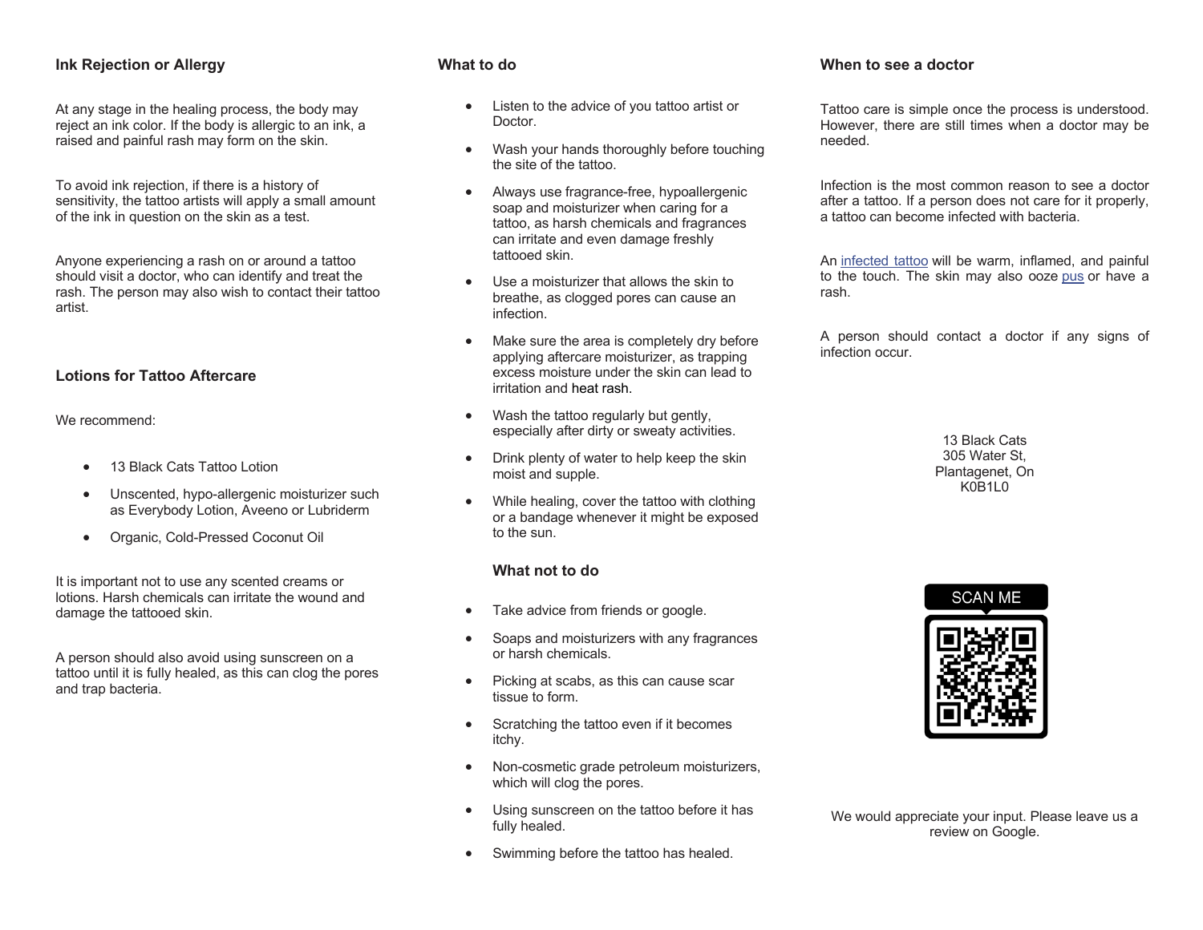## Ink Rejection or Allergy

At any stage in the healing process, the body may reject an ink color. If the body is allergic to an ink, a raised and painful rash may form on the skin.

To avoid ink rejection, if there is a history of sensitivity, the tattoo artists will apply a small amount of the ink in question on the skin as a test.

Anyone experiencing a rash on or around a tattoo should visit a doctor, who can identify and treat the rash. The person may also wish to contact their tattoo artist.

## Lotions for Tattoo Aftercare

We recommend:

- 13 Black Cats Tattoo Lotion
- Unscented, hypo-allergenic moisturizer such as Everybody Lotion, Aveeno or Lubriderm
- Organic, Cold-Pressed Coconut Oil

It is important not to use any scented creams or lotions. Harsh chemicals can irritate the wound and damage the tattooed skin.

A person should also avoid using sunscreen on a tattoo until it is fully healed, as this can clog the pores and trap bacteria.

## What to do

- Listen to the advice of you tattoo artist or Doctor.
- Wash your hands thoroughly before touching the site of the tattoo.
- Always use fragrance-free, hypoallergenic soap and moisturizer when caring for a tattoo, as harsh chemicals and fragrances can irritate and even damage freshly tattooed skin.
- Use a moisturizer that allows the skin to breathe, as clogged pores can cause an infection.
- Make sure the area is completely dry before applying aftercare moisturizer, as trapping excess moisture under the skin can lead to irritation and heat rash.
- Wash the tattoo regularly but gently, especially after dirty or sweaty activities.
- Drink plenty of water to help keep the skin moist and supple.
- While healing, cover the tattoo with clothing or a bandage whenever it might be exposed to the sun.

## What not to do

- Take advice from friends or google.
- Soaps and moisturizers with any fragrances or harsh chemicals.
- Picking at scabs, as this can cause scar tissue to form.
- Scratching the tattoo even if it becomes itchy.
- Non-cosmetic grade petroleum moisturizers, which will clog the pores.
- Using sunscreen on the tattoo before it has fully healed.
- Swimming before the tattoo has healed.

## When to see a doctor

Tattoo care is simple once the process is understood. However, there are still times when a doctor may be needed.

Infection is the most common reason to see a doctor after a tattoo. If a person does not care for it properly, a tattoo can become infected with bacteria.

An infected tattoo will be warm, inflamed, and painful to the touch. The skin may also ooze pus or have a rash.

A person should contact a doctor if any signs of infection occur.

13 Black Cats
305 Water St,
Plantagenet, On
K0B1L0

SCAN ME

We would appreciate your input. Please leave us a review on Google.